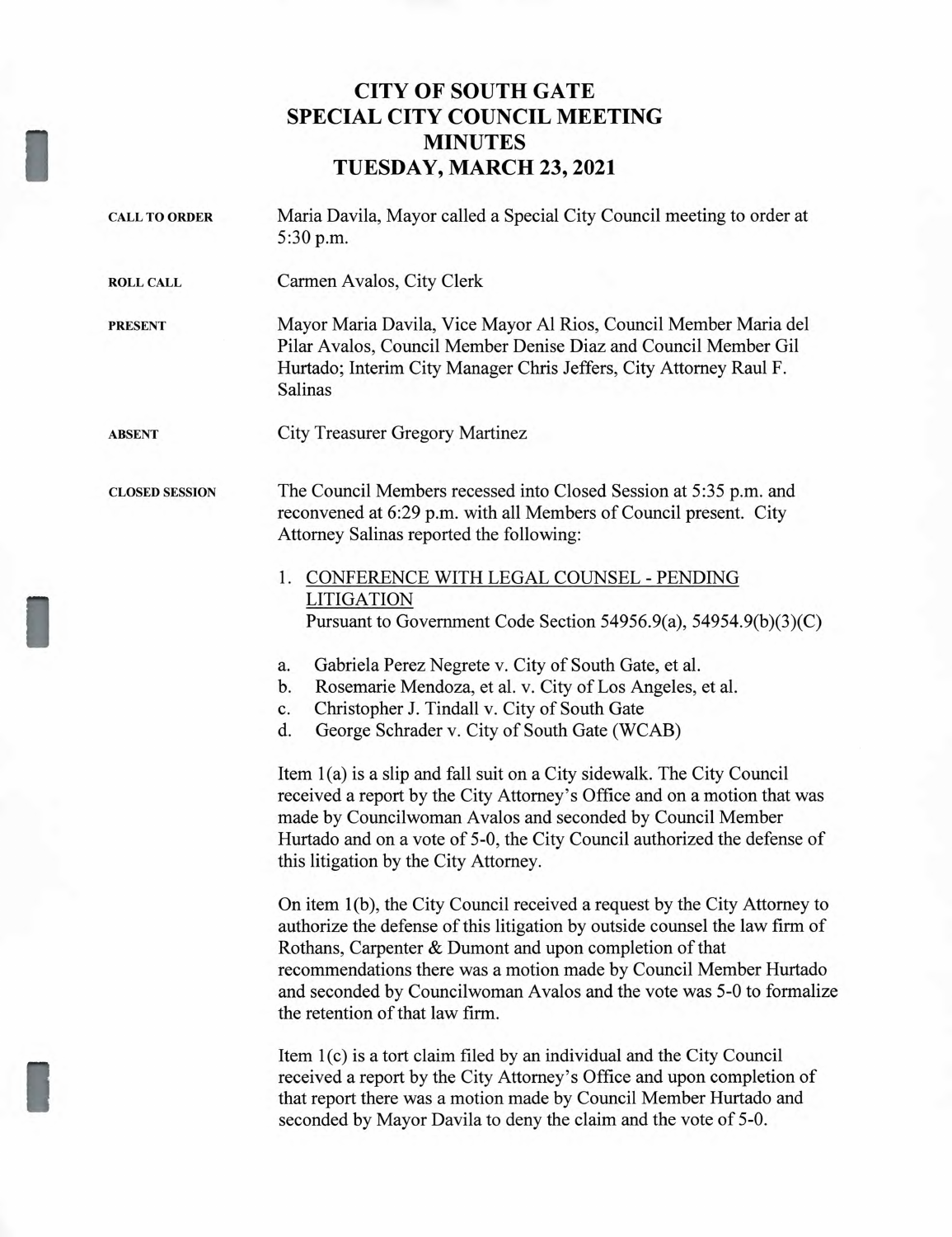# CITY OF SOUTH GATE
# SPECIAL CITY COUNCIL MEETING
# MINUTES
# TUESDAY, MARCH 23, 2021

**CALL TO ORDER**

Maria Davila, Mayor called a Special City Council meeting to order at 5:30 p.m.

**ROLL CALL**

Carmen Avalos, City Clerk

**PRESENT**

Mayor Maria Davila, Vice Mayor Al Rios, Council Member Maria del Pilar Avalos, Council Member Denise Diaz and Council Member Gil Hurtado; Interim City Manager Chris Jeffers, City Attorney Raul F. Salinas

**ABSENT**

City Treasurer Gregory Martinez

**CLOSED SESSION**

The Council Members recessed into Closed Session at 5:35 p.m. and reconvened at 6:29 p.m. with all Members of Council present. City Attorney Salinas reported the following:

1. <u>CONFERENCE WITH LEGAL COUNSEL - PENDING LITIGATION</u>
   Pursuant to Government Code Section 54956.9(a), 54954.9(b)(3)(C)

   a. Gabriela Perez Negrete v. City of South Gate, et al.
   b. Rosemarie Mendoza, et al. v. City of Los Angeles, et al.
   c. Christopher J. Tindall v. City of South Gate
   d. George Schrader v. City of South Gate (WCAB)

Item 1(a) is a slip and fall suit on a City sidewalk. The City Council received a report by the City Attorney's Office and on a motion that was made by Councilwoman Avalos and seconded by Council Member Hurtado and on a vote of 5-0, the City Council authorized the defense of this litigation by the City Attorney.

On item 1(b), the City Council received a request by the City Attorney to authorize the defense of this litigation by outside counsel the law firm of Rothans, Carpenter & Dumont and upon completion of that recommendations there was a motion made by Council Member Hurtado and seconded by Councilwoman Avalos and the vote was 5-0 to formalize the retention of that law firm.

Item 1(c) is a tort claim filed by an individual and the City Council received a report by the City Attorney's Office and upon completion of that report there was a motion made by Council Member Hurtado and seconded by Mayor Davila to deny the claim and the vote of 5-0.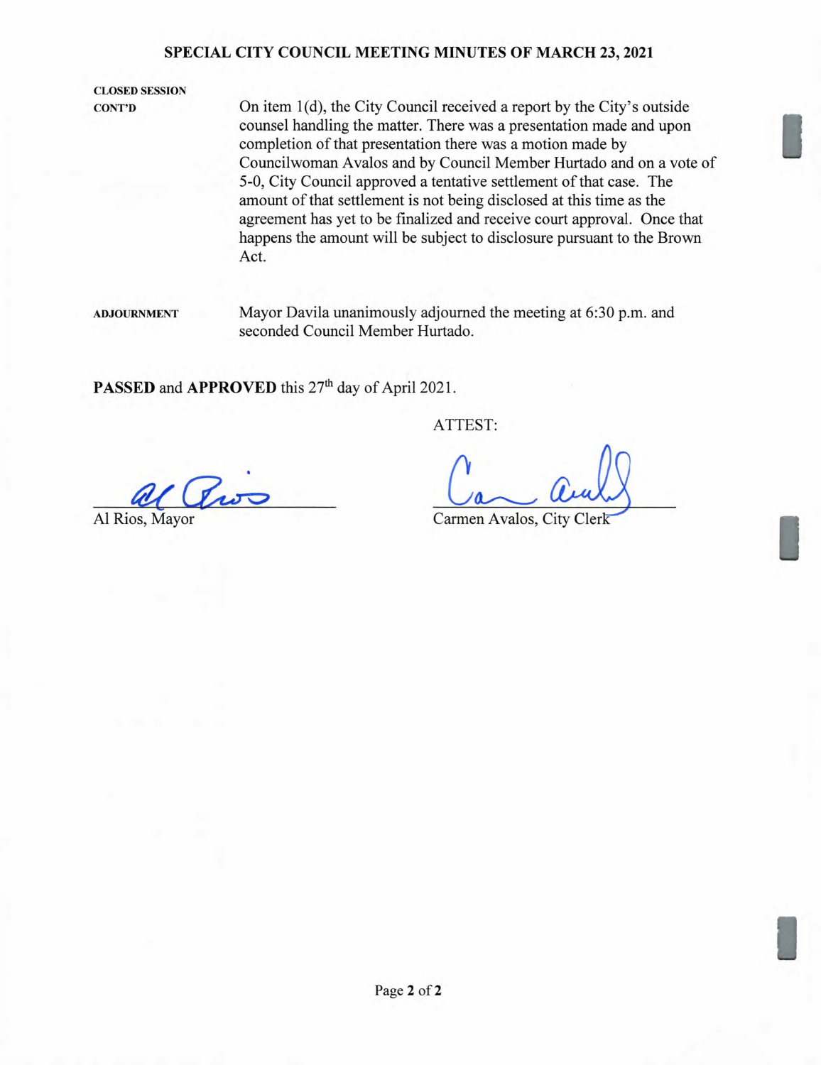## SPECIAL CITY COUNCIL MEETING MINUTES OF MARCH 23, 2021

**CLOSED SESSION CONT'D**

On item 1(d), the City Council received a report by the City's outside counsel handling the matter. There was a presentation made and upon completion of that presentation there was a motion made by Councilwoman Avalos and by Council Member Hurtado and on a vote of 5-0, City Council approved a tentative settlement of that case. The amount of that settlement is not being disclosed at this time as the agreement has yet to be finalized and receive court approval. Once that happens the amount will be subject to disclosure pursuant to the Brown Act.

**ADJOURNMENT**

Mayor Davila unanimously adjourned the meeting at 6:30 p.m. and seconded Council Member Hurtado.

**PASSED** and **APPROVED** this 27th day of April 2021.

ATTEST:

Al Rios, Mayor

Carmen Avalos, City Clerk